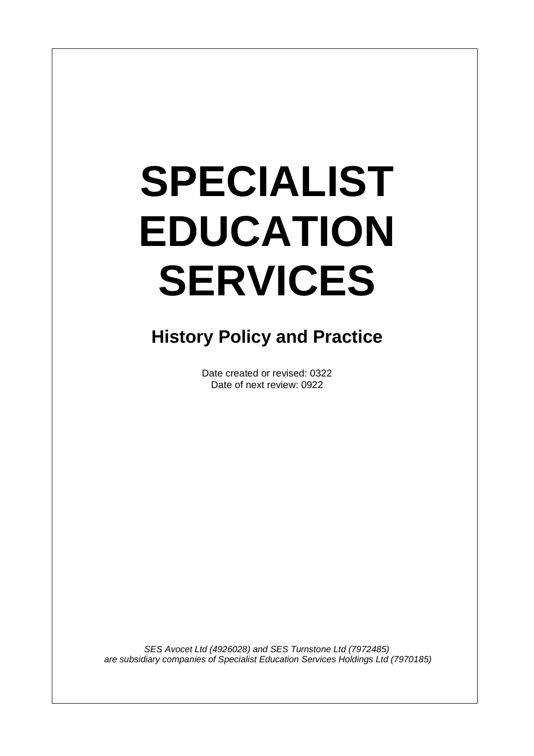# SPECIALIST EDUCATION SERVICES

## History Policy and Practice

Date created or revised: 0322
Date of next review: 0922

*SES Avocet Ltd (4926028) and SES Turnstone Ltd (7972485)
are subsidiary companies of Specialist Education Services Holdings Ltd (7970185)*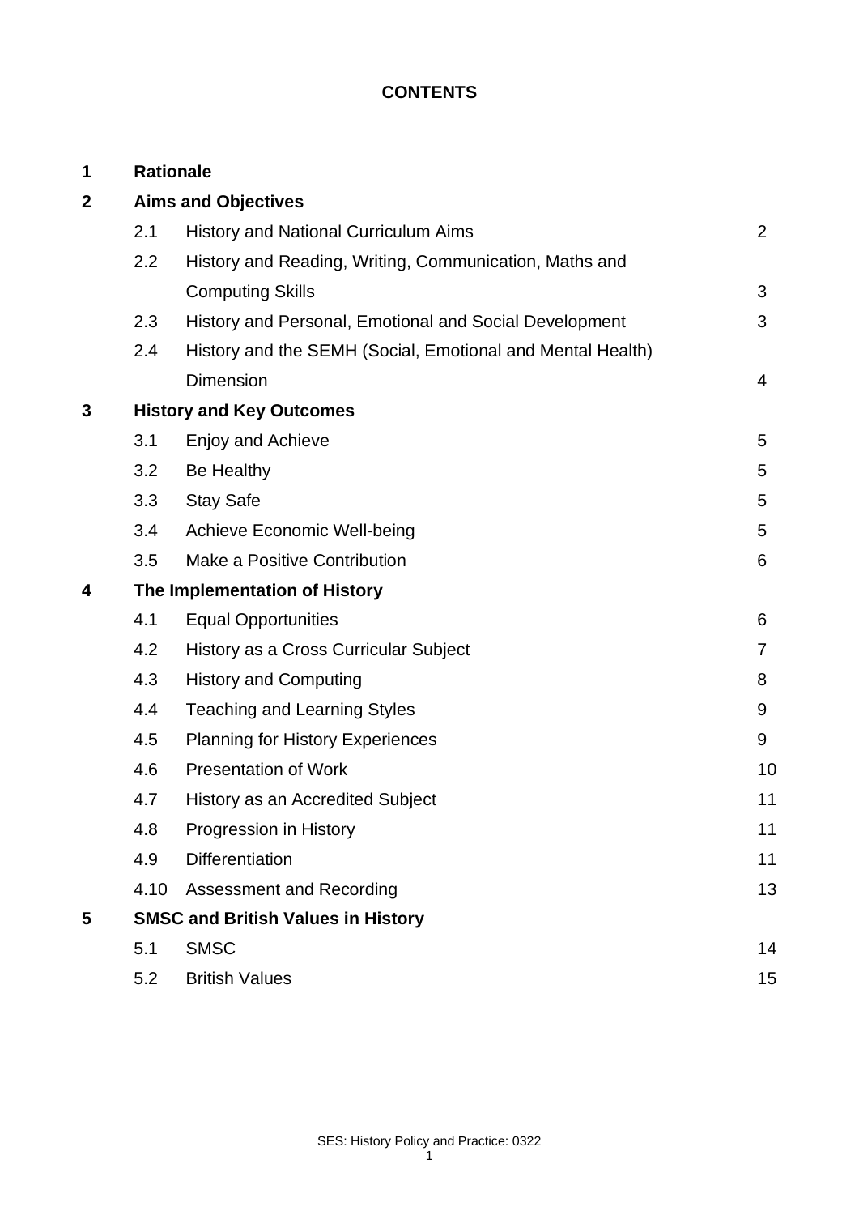# CONTENTS

| | | | |
|---|---|---|---|
| **1** | **Rationale** | | |
| **2** | **Aims and Objectives** | | |
| | 2.1 | History and National Curriculum Aims | 2 |
| | 2.2 | History and Reading, Writing, Communication, Maths and Computing Skills | 3 |
| | 2.3 | History and Personal, Emotional and Social Development | 3 |
| | 2.4 | History and the SEMH (Social, Emotional and Mental Health) Dimension | 4 |
| **3** | **History and Key Outcomes** | | |
| | 3.1 | Enjoy and Achieve | 5 |
| | 3.2 | Be Healthy | 5 |
| | 3.3 | Stay Safe | 5 |
| | 3.4 | Achieve Economic Well-being | 5 |
| | 3.5 | Make a Positive Contribution | 6 |
| **4** | **The Implementation of History** | | |
| | 4.1 | Equal Opportunities | 6 |
| | 4.2 | History as a Cross Curricular Subject | 7 |
| | 4.3 | History and Computing | 8 |
| | 4.4 | Teaching and Learning Styles | 9 |
| | 4.5 | Planning for History Experiences | 9 |
| | 4.6 | Presentation of Work | 10 |
| | 4.7 | History as an Accredited Subject | 11 |
| | 4.8 | Progression in History | 11 |
| | 4.9 | Differentiation | 11 |
| | 4.10 | Assessment and Recording | 13 |
| **5** | **SMSC and British Values in History** | | |
| | 5.1 | SMSC | 14 |
| | 5.2 | British Values | 15 |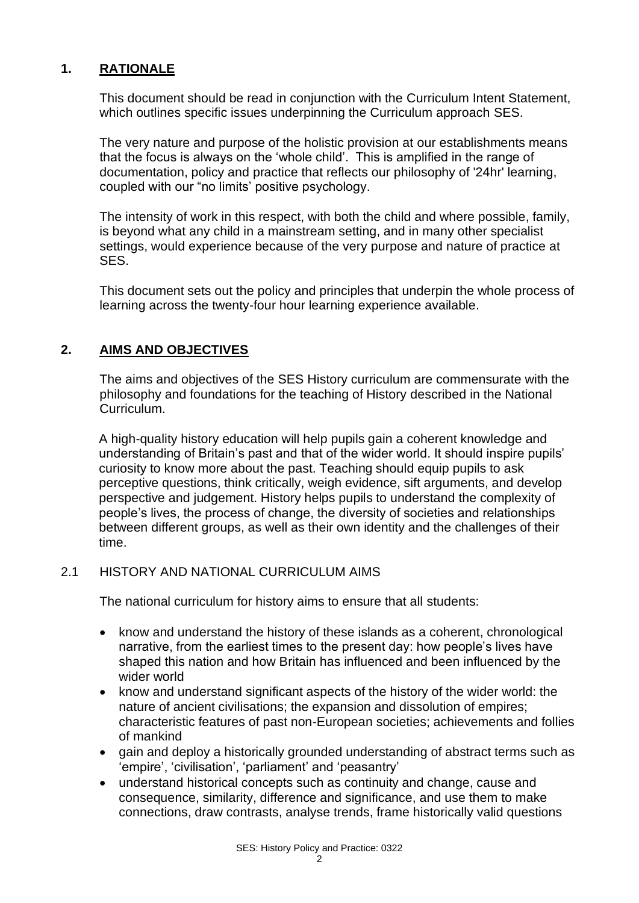## 1. RATIONALE

This document should be read in conjunction with the Curriculum Intent Statement, which outlines specific issues underpinning the Curriculum approach SES.

The very nature and purpose of the holistic provision at our establishments means that the focus is always on the 'whole child'. This is amplified in the range of documentation, policy and practice that reflects our philosophy of '24hr' learning, coupled with our "no limits' positive psychology.

The intensity of work in this respect, with both the child and where possible, family, is beyond what any child in a mainstream setting, and in many other specialist settings, would experience because of the very purpose and nature of practice at SES.

This document sets out the policy and principles that underpin the whole process of learning across the twenty-four hour learning experience available.

## 2. AIMS AND OBJECTIVES

The aims and objectives of the SES History curriculum are commensurate with the philosophy and foundations for the teaching of History described in the National Curriculum.

A high-quality history education will help pupils gain a coherent knowledge and understanding of Britain's past and that of the wider world. It should inspire pupils' curiosity to know more about the past. Teaching should equip pupils to ask perceptive questions, think critically, weigh evidence, sift arguments, and develop perspective and judgement. History helps pupils to understand the complexity of people's lives, the process of change, the diversity of societies and relationships between different groups, as well as their own identity and the challenges of their time.

### 2.1 HISTORY AND NATIONAL CURRICULUM AIMS

The national curriculum for history aims to ensure that all students:

- know and understand the history of these islands as a coherent, chronological narrative, from the earliest times to the present day: how people's lives have shaped this nation and how Britain has influenced and been influenced by the wider world
- know and understand significant aspects of the history of the wider world: the nature of ancient civilisations; the expansion and dissolution of empires; characteristic features of past non-European societies; achievements and follies of mankind
- gain and deploy a historically grounded understanding of abstract terms such as 'empire', 'civilisation', 'parliament' and 'peasantry'
- understand historical concepts such as continuity and change, cause and consequence, similarity, difference and significance, and use them to make connections, draw contrasts, analyse trends, frame historically valid questions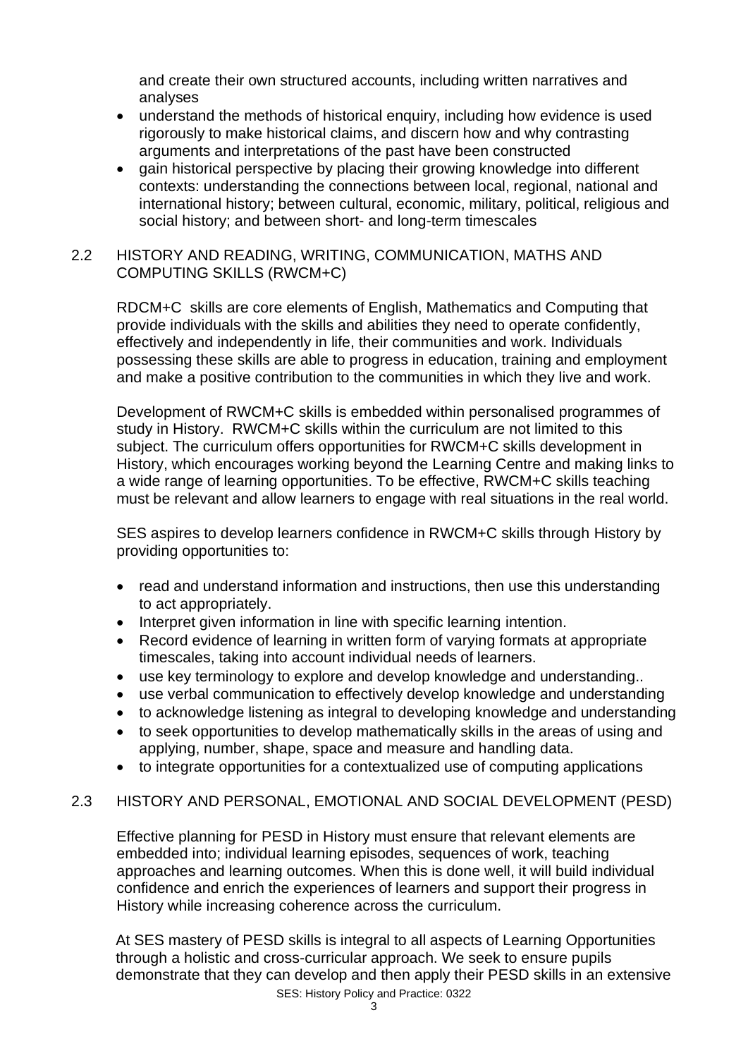and create their own structured accounts, including written narratives and analyses

- understand the methods of historical enquiry, including how evidence is used rigorously to make historical claims, and discern how and why contrasting arguments and interpretations of the past have been constructed
- gain historical perspective by placing their growing knowledge into different contexts: understanding the connections between local, regional, national and international history; between cultural, economic, military, political, religious and social history; and between short- and long-term timescales

## 2.2 HISTORY AND READING, WRITING, COMMUNICATION, MATHS AND COMPUTING SKILLS (RWCM+C)

RDCM+C skills are core elements of English, Mathematics and Computing that provide individuals with the skills and abilities they need to operate confidently, effectively and independently in life, their communities and work. Individuals possessing these skills are able to progress in education, training and employment and make a positive contribution to the communities in which they live and work.

Development of RWCM+C skills is embedded within personalised programmes of study in History. RWCM+C skills within the curriculum are not limited to this subject. The curriculum offers opportunities for RWCM+C skills development in History, which encourages working beyond the Learning Centre and making links to a wide range of learning opportunities. To be effective, RWCM+C skills teaching must be relevant and allow learners to engage with real situations in the real world.

SES aspires to develop learners confidence in RWCM+C skills through History by providing opportunities to:

- read and understand information and instructions, then use this understanding to act appropriately.
- Interpret given information in line with specific learning intention.
- Record evidence of learning in written form of varying formats at appropriate timescales, taking into account individual needs of learners.
- use key terminology to explore and develop knowledge and understanding..
- use verbal communication to effectively develop knowledge and understanding
- to acknowledge listening as integral to developing knowledge and understanding
- to seek opportunities to develop mathematically skills in the areas of using and applying, number, shape, space and measure and handling data.
- to integrate opportunities for a contextualized use of computing applications

## 2.3 HISTORY AND PERSONAL, EMOTIONAL AND SOCIAL DEVELOPMENT (PESD)

Effective planning for PESD in History must ensure that relevant elements are embedded into; individual learning episodes, sequences of work, teaching approaches and learning outcomes. When this is done well, it will build individual confidence and enrich the experiences of learners and support their progress in History while increasing coherence across the curriculum.

At SES mastery of PESD skills is integral to all aspects of Learning Opportunities through a holistic and cross-curricular approach. We seek to ensure pupils demonstrate that they can develop and then apply their PESD skills in an extensive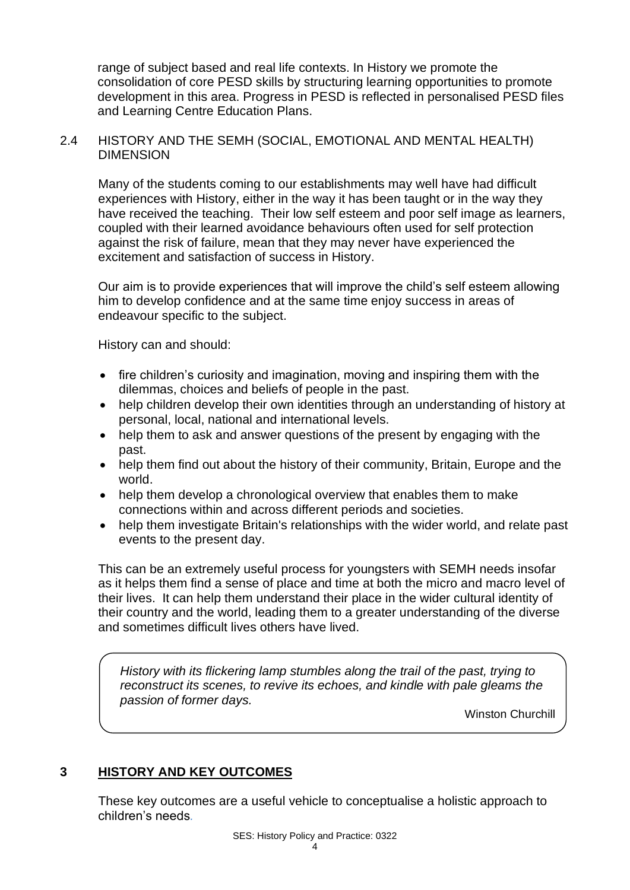range of subject based and real life contexts. In History we promote the consolidation of core PESD skills by structuring learning opportunities to promote development in this area. Progress in PESD is reflected in personalised PESD files and Learning Centre Education Plans.

### 2.4 HISTORY AND THE SEMH (SOCIAL, EMOTIONAL AND MENTAL HEALTH) DIMENSION

Many of the students coming to our establishments may well have had difficult experiences with History, either in the way it has been taught or in the way they have received the teaching. Their low self esteem and poor self image as learners, coupled with their learned avoidance behaviours often used for self protection against the risk of failure, mean that they may never have experienced the excitement and satisfaction of success in History.

Our aim is to provide experiences that will improve the child's self esteem allowing him to develop confidence and at the same time enjoy success in areas of endeavour specific to the subject.

History can and should:

- fire children's curiosity and imagination, moving and inspiring them with the dilemmas, choices and beliefs of people in the past.
- help children develop their own identities through an understanding of history at personal, local, national and international levels.
- help them to ask and answer questions of the present by engaging with the past.
- help them find out about the history of their community, Britain, Europe and the world.
- help them develop a chronological overview that enables them to make connections within and across different periods and societies.
- help them investigate Britain's relationships with the wider world, and relate past events to the present day.

This can be an extremely useful process for youngsters with SEMH needs insofar as it helps them find a sense of place and time at both the micro and macro level of their lives. It can help them understand their place in the wider cultural identity of their country and the world, leading them to a greater understanding of the diverse and sometimes difficult lives others have lived.

> *History with its flickering lamp stumbles along the trail of the past, trying to reconstruct its scenes, to revive its echoes, and kindle with pale gleams the passion of former days.*
>
> Winston Churchill

## 3 HISTORY AND KEY OUTCOMES

These key outcomes are a useful vehicle to conceptualise a holistic approach to children's needs.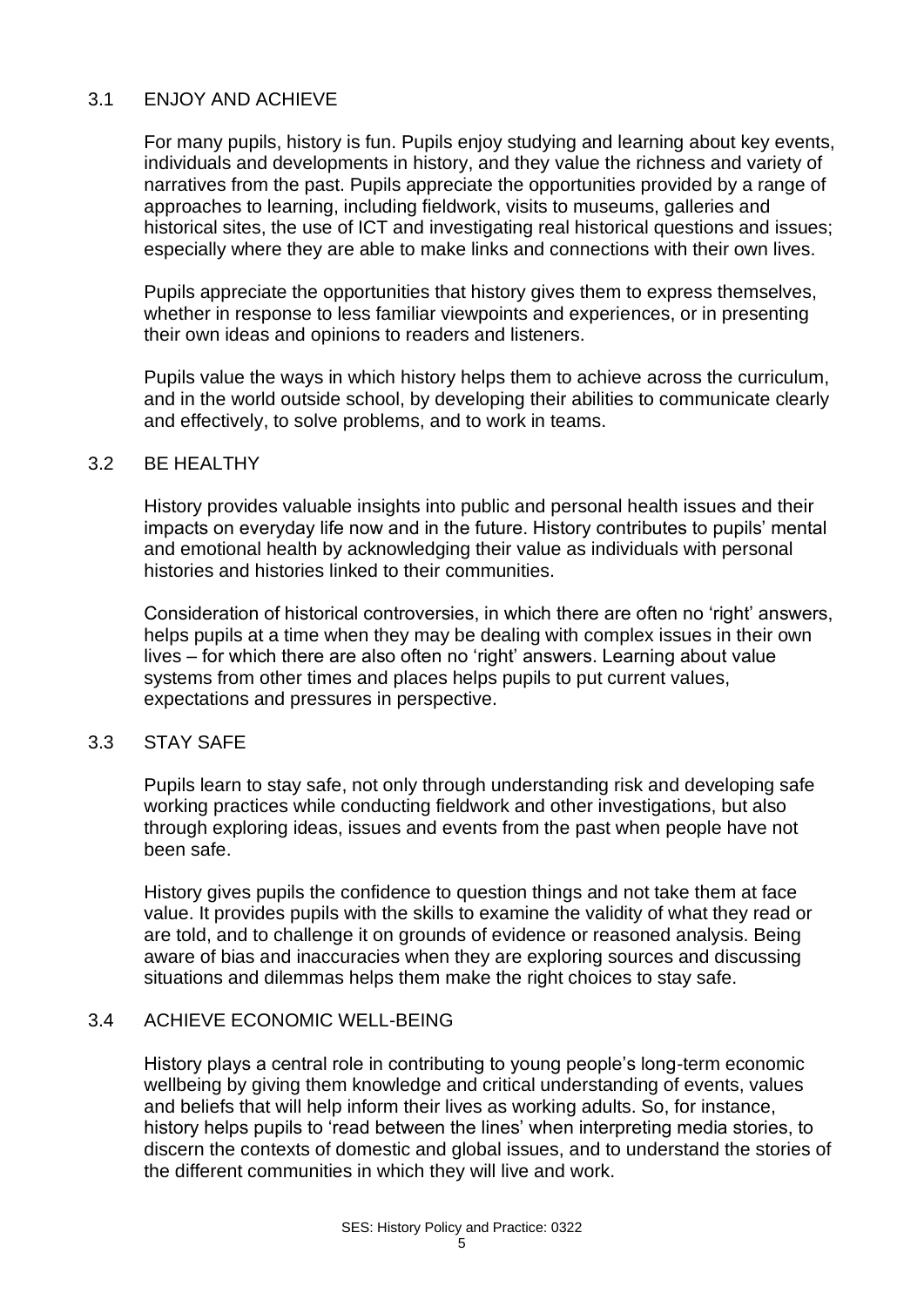### 3.1 ENJOY AND ACHIEVE

For many pupils, history is fun. Pupils enjoy studying and learning about key events, individuals and developments in history, and they value the richness and variety of narratives from the past. Pupils appreciate the opportunities provided by a range of approaches to learning, including fieldwork, visits to museums, galleries and historical sites, the use of ICT and investigating real historical questions and issues; especially where they are able to make links and connections with their own lives.

Pupils appreciate the opportunities that history gives them to express themselves, whether in response to less familiar viewpoints and experiences, or in presenting their own ideas and opinions to readers and listeners.

Pupils value the ways in which history helps them to achieve across the curriculum, and in the world outside school, by developing their abilities to communicate clearly and effectively, to solve problems, and to work in teams.

### 3.2 BE HEALTHY

History provides valuable insights into public and personal health issues and their impacts on everyday life now and in the future. History contributes to pupils' mental and emotional health by acknowledging their value as individuals with personal histories and histories linked to their communities.

Consideration of historical controversies, in which there are often no 'right' answers, helps pupils at a time when they may be dealing with complex issues in their own lives – for which there are also often no 'right' answers. Learning about value systems from other times and places helps pupils to put current values, expectations and pressures in perspective.

### 3.3 STAY SAFE

Pupils learn to stay safe, not only through understanding risk and developing safe working practices while conducting fieldwork and other investigations, but also through exploring ideas, issues and events from the past when people have not been safe.

History gives pupils the confidence to question things and not take them at face value. It provides pupils with the skills to examine the validity of what they read or are told, and to challenge it on grounds of evidence or reasoned analysis. Being aware of bias and inaccuracies when they are exploring sources and discussing situations and dilemmas helps them make the right choices to stay safe.

### 3.4 ACHIEVE ECONOMIC WELL-BEING

History plays a central role in contributing to young people's long-term economic wellbeing by giving them knowledge and critical understanding of events, values and beliefs that will help inform their lives as working adults. So, for instance, history helps pupils to 'read between the lines' when interpreting media stories, to discern the contexts of domestic and global issues, and to understand the stories of the different communities in which they will live and work.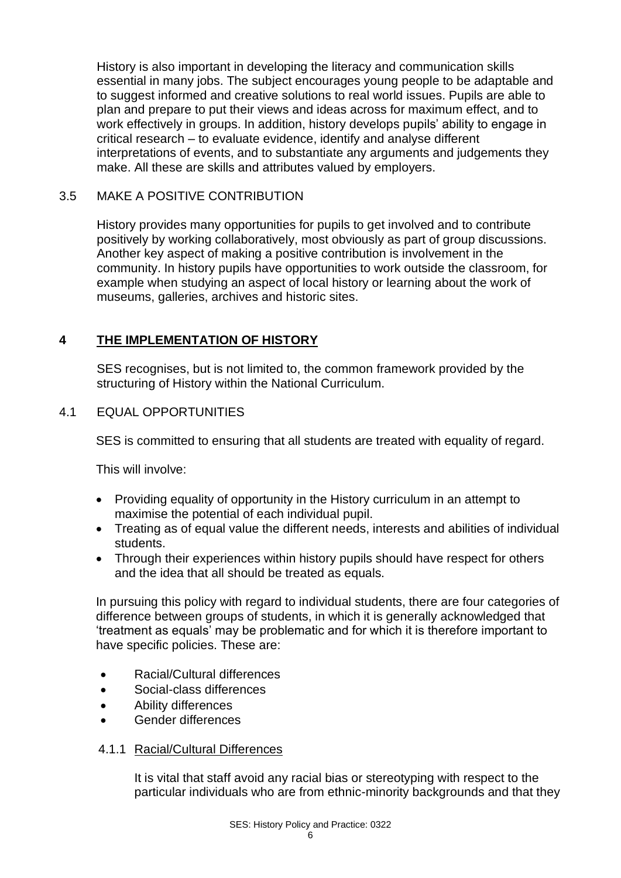History is also important in developing the literacy and communication skills essential in many jobs. The subject encourages young people to be adaptable and to suggest informed and creative solutions to real world issues. Pupils are able to plan and prepare to put their views and ideas across for maximum effect, and to work effectively in groups. In addition, history develops pupils' ability to engage in critical research – to evaluate evidence, identify and analyse different interpretations of events, and to substantiate any arguments and judgements they make. All these are skills and attributes valued by employers.

### 3.5 MAKE A POSITIVE CONTRIBUTION

History provides many opportunities for pupils to get involved and to contribute positively by working collaboratively, most obviously as part of group discussions. Another key aspect of making a positive contribution is involvement in the community. In history pupils have opportunities to work outside the classroom, for example when studying an aspect of local history or learning about the work of museums, galleries, archives and historic sites.

## 4 THE IMPLEMENTATION OF HISTORY

SES recognises, but is not limited to, the common framework provided by the structuring of History within the National Curriculum.

### 4.1 EQUAL OPPORTUNITIES

SES is committed to ensuring that all students are treated with equality of regard.

This will involve:

- Providing equality of opportunity in the History curriculum in an attempt to maximise the potential of each individual pupil.
- Treating as of equal value the different needs, interests and abilities of individual students.
- Through their experiences within history pupils should have respect for others and the idea that all should be treated as equals.

In pursuing this policy with regard to individual students, there are four categories of difference between groups of students, in which it is generally acknowledged that 'treatment as equals' may be problematic and for which it is therefore important to have specific policies. These are:

- Racial/Cultural differences
- Social-class differences
- Ability differences
- Gender differences

#### 4.1.1 Racial/Cultural Differences

It is vital that staff avoid any racial bias or stereotyping with respect to the particular individuals who are from ethnic-minority backgrounds and that they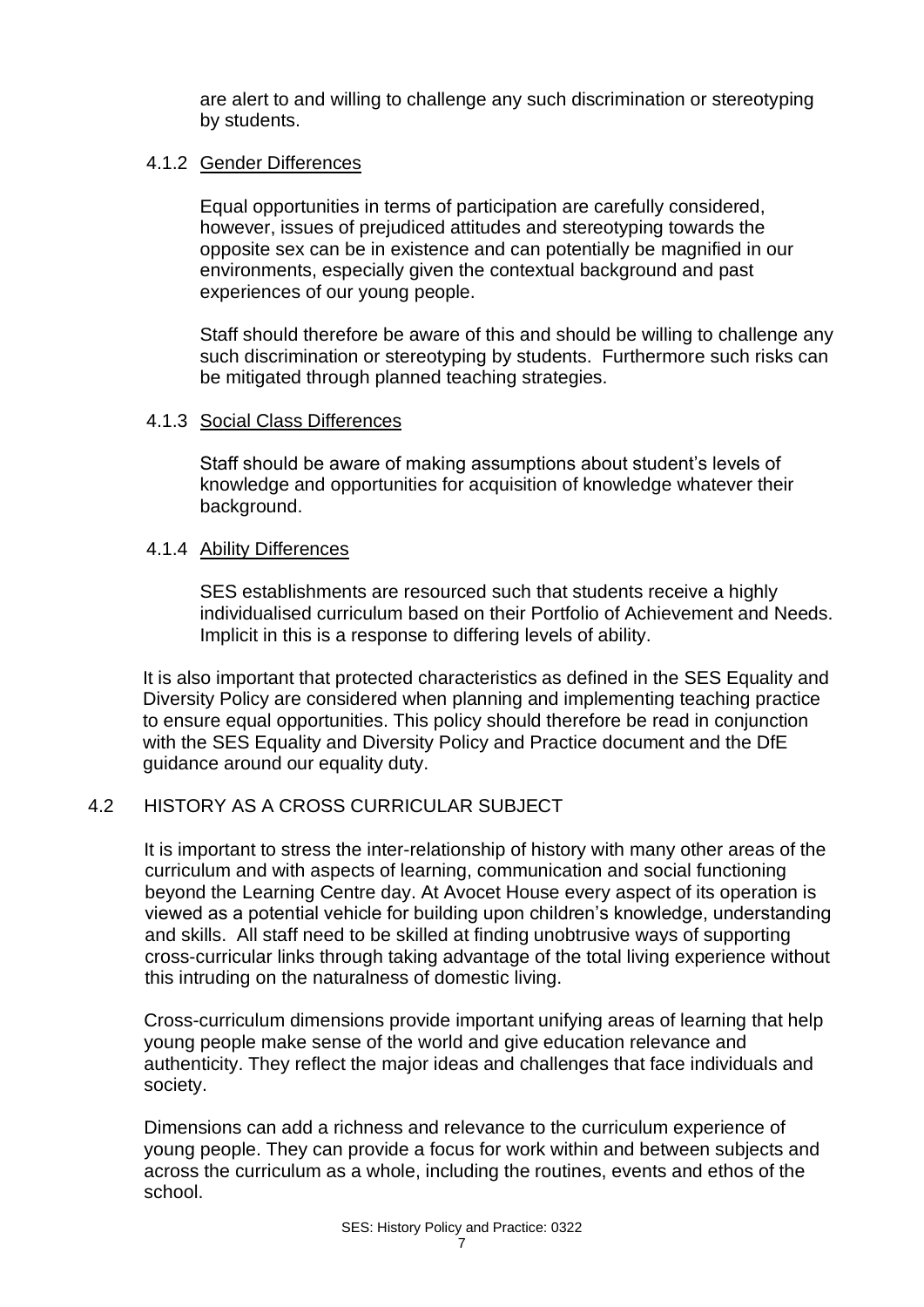are alert to and willing to challenge any such discrimination or stereotyping by students.

#### 4.1.2 Gender Differences

Equal opportunities in terms of participation are carefully considered, however, issues of prejudiced attitudes and stereotyping towards the opposite sex can be in existence and can potentially be magnified in our environments, especially given the contextual background and past experiences of our young people.

Staff should therefore be aware of this and should be willing to challenge any such discrimination or stereotyping by students. Furthermore such risks can be mitigated through planned teaching strategies.

#### 4.1.3 Social Class Differences

Staff should be aware of making assumptions about student's levels of knowledge and opportunities for acquisition of knowledge whatever their background.

#### 4.1.4 Ability Differences

SES establishments are resourced such that students receive a highly individualised curriculum based on their Portfolio of Achievement and Needs. Implicit in this is a response to differing levels of ability.

It is also important that protected characteristics as defined in the SES Equality and Diversity Policy are considered when planning and implementing teaching practice to ensure equal opportunities. This policy should therefore be read in conjunction with the SES Equality and Diversity Policy and Practice document and the DfE guidance around our equality duty.

### 4.2 HISTORY AS A CROSS CURRICULAR SUBJECT

It is important to stress the inter-relationship of history with many other areas of the curriculum and with aspects of learning, communication and social functioning beyond the Learning Centre day. At Avocet House every aspect of its operation is viewed as a potential vehicle for building upon children's knowledge, understanding and skills. All staff need to be skilled at finding unobtrusive ways of supporting cross-curricular links through taking advantage of the total living experience without this intruding on the naturalness of domestic living.

Cross-curriculum dimensions provide important unifying areas of learning that help young people make sense of the world and give education relevance and authenticity. They reflect the major ideas and challenges that face individuals and society.

Dimensions can add a richness and relevance to the curriculum experience of young people. They can provide a focus for work within and between subjects and across the curriculum as a whole, including the routines, events and ethos of the school.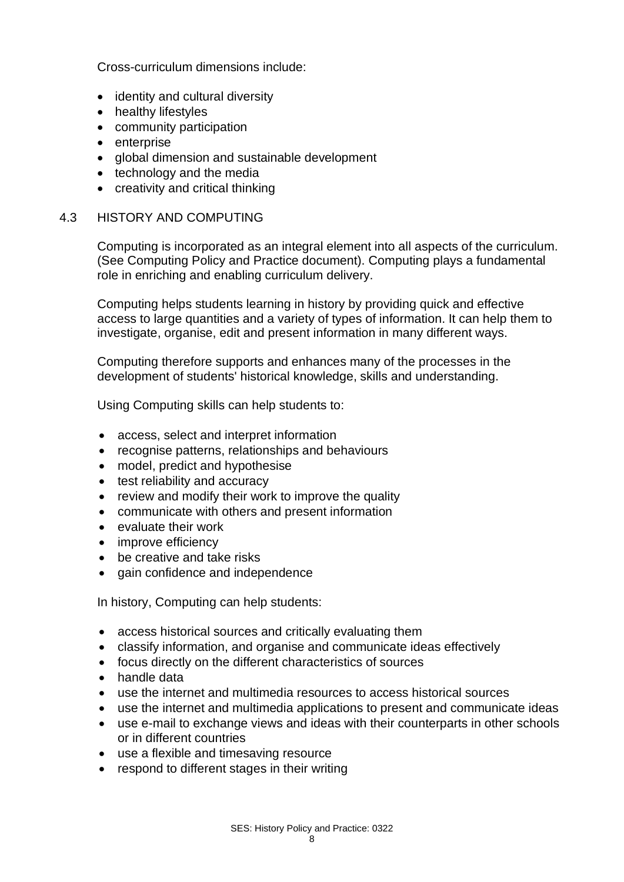Cross-curriculum dimensions include:

- identity and cultural diversity
- healthy lifestyles
- community participation
- enterprise
- global dimension and sustainable development
- technology and the media
- creativity and critical thinking

## 4.3 HISTORY AND COMPUTING

Computing is incorporated as an integral element into all aspects of the curriculum. (See Computing Policy and Practice document). Computing plays a fundamental role in enriching and enabling curriculum delivery.

Computing helps students learning in history by providing quick and effective access to large quantities and a variety of types of information. It can help them to investigate, organise, edit and present information in many different ways.

Computing therefore supports and enhances many of the processes in the development of students' historical knowledge, skills and understanding.

Using Computing skills can help students to:

- access, select and interpret information
- recognise patterns, relationships and behaviours
- model, predict and hypothesise
- test reliability and accuracy
- review and modify their work to improve the quality
- communicate with others and present information
- evaluate their work
- improve efficiency
- be creative and take risks
- gain confidence and independence

In history, Computing can help students:

- access historical sources and critically evaluating them
- classify information, and organise and communicate ideas effectively
- focus directly on the different characteristics of sources
- handle data
- use the internet and multimedia resources to access historical sources
- use the internet and multimedia applications to present and communicate ideas
- use e-mail to exchange views and ideas with their counterparts in other schools or in different countries
- use a flexible and timesaving resource
- respond to different stages in their writing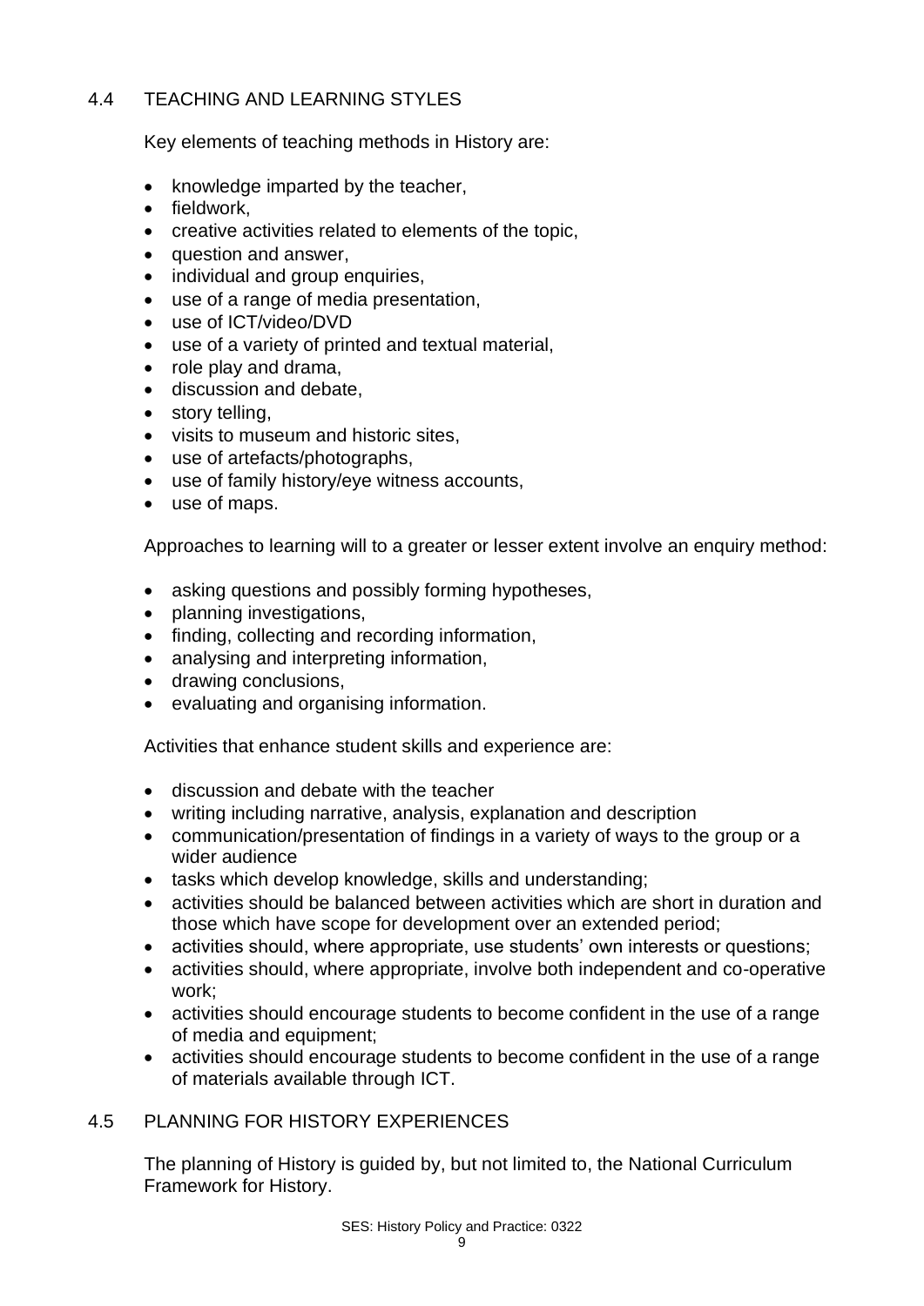## 4.4 TEACHING AND LEARNING STYLES

Key elements of teaching methods in History are:

- knowledge imparted by the teacher,
- fieldwork,
- creative activities related to elements of the topic,
- question and answer,
- individual and group enquiries,
- use of a range of media presentation,
- use of ICT/video/DVD
- use of a variety of printed and textual material,
- role play and drama,
- discussion and debate,
- story telling,
- visits to museum and historic sites,
- use of artefacts/photographs,
- use of family history/eye witness accounts,
- use of maps.

Approaches to learning will to a greater or lesser extent involve an enquiry method:

- asking questions and possibly forming hypotheses,
- planning investigations,
- finding, collecting and recording information,
- analysing and interpreting information,
- drawing conclusions,
- evaluating and organising information.

Activities that enhance student skills and experience are:

- discussion and debate with the teacher
- writing including narrative, analysis, explanation and description
- communication/presentation of findings in a variety of ways to the group or a wider audience
- tasks which develop knowledge, skills and understanding;
- activities should be balanced between activities which are short in duration and those which have scope for development over an extended period;
- activities should, where appropriate, use students' own interests or questions;
- activities should, where appropriate, involve both independent and co-operative work;
- activities should encourage students to become confident in the use of a range of media and equipment;
- activities should encourage students to become confident in the use of a range of materials available through ICT.

## 4.5 PLANNING FOR HISTORY EXPERIENCES

The planning of History is guided by, but not limited to, the National Curriculum Framework for History.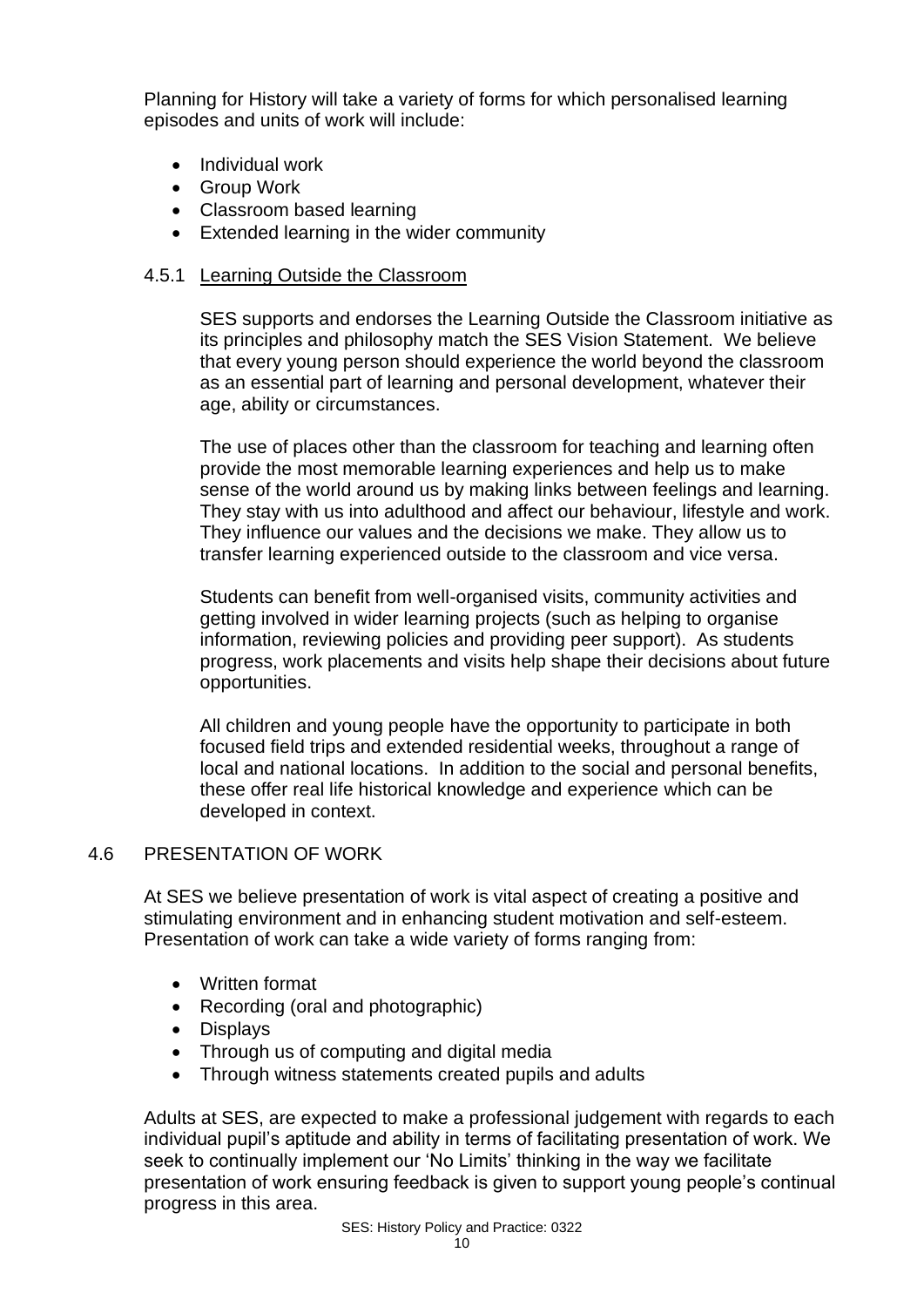Planning for History will take a variety of forms for which personalised learning episodes and units of work will include:

- Individual work
- Group Work
- Classroom based learning
- Extended learning in the wider community

### 4.5.1 Learning Outside the Classroom

SES supports and endorses the Learning Outside the Classroom initiative as its principles and philosophy match the SES Vision Statement. We believe that every young person should experience the world beyond the classroom as an essential part of learning and personal development, whatever their age, ability or circumstances.

The use of places other than the classroom for teaching and learning often provide the most memorable learning experiences and help us to make sense of the world around us by making links between feelings and learning. They stay with us into adulthood and affect our behaviour, lifestyle and work. They influence our values and the decisions we make. They allow us to transfer learning experienced outside to the classroom and vice versa.

Students can benefit from well-organised visits, community activities and getting involved in wider learning projects (such as helping to organise information, reviewing policies and providing peer support). As students progress, work placements and visits help shape their decisions about future opportunities.

All children and young people have the opportunity to participate in both focused field trips and extended residential weeks, throughout a range of local and national locations. In addition to the social and personal benefits, these offer real life historical knowledge and experience which can be developed in context.

## 4.6 PRESENTATION OF WORK

At SES we believe presentation of work is vital aspect of creating a positive and stimulating environment and in enhancing student motivation and self-esteem. Presentation of work can take a wide variety of forms ranging from:

- Written format
- Recording (oral and photographic)
- Displays
- Through us of computing and digital media
- Through witness statements created pupils and adults

Adults at SES, are expected to make a professional judgement with regards to each individual pupil's aptitude and ability in terms of facilitating presentation of work. We seek to continually implement our 'No Limits' thinking in the way we facilitate presentation of work ensuring feedback is given to support young people's continual progress in this area.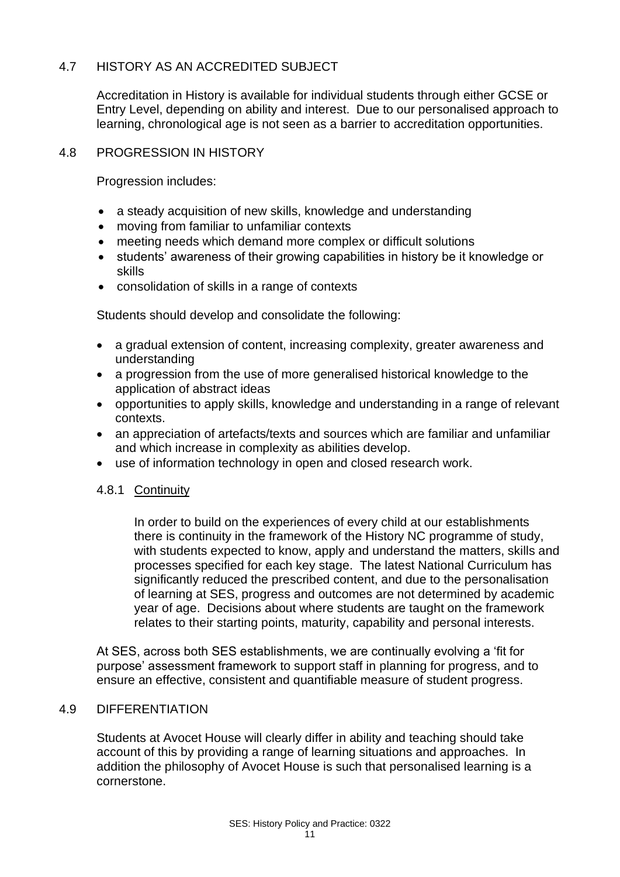## 4.7 HISTORY AS AN ACCREDITED SUBJECT

Accreditation in History is available for individual students through either GCSE or Entry Level, depending on ability and interest. Due to our personalised approach to learning, chronological age is not seen as a barrier to accreditation opportunities.

## 4.8 PROGRESSION IN HISTORY

Progression includes:

- a steady acquisition of new skills, knowledge and understanding
- moving from familiar to unfamiliar contexts
- meeting needs which demand more complex or difficult solutions
- students' awareness of their growing capabilities in history be it knowledge or skills
- consolidation of skills in a range of contexts

Students should develop and consolidate the following:

- a gradual extension of content, increasing complexity, greater awareness and understanding
- a progression from the use of more generalised historical knowledge to the application of abstract ideas
- opportunities to apply skills, knowledge and understanding in a range of relevant contexts.
- an appreciation of artefacts/texts and sources which are familiar and unfamiliar and which increase in complexity as abilities develop.
- use of information technology in open and closed research work.

### 4.8.1 Continuity

In order to build on the experiences of every child at our establishments there is continuity in the framework of the History NC programme of study, with students expected to know, apply and understand the matters, skills and processes specified for each key stage. The latest National Curriculum has significantly reduced the prescribed content, and due to the personalisation of learning at SES, progress and outcomes are not determined by academic year of age. Decisions about where students are taught on the framework relates to their starting points, maturity, capability and personal interests.

At SES, across both SES establishments, we are continually evolving a 'fit for purpose' assessment framework to support staff in planning for progress, and to ensure an effective, consistent and quantifiable measure of student progress.

## 4.9 DIFFERENTIATION

Students at Avocet House will clearly differ in ability and teaching should take account of this by providing a range of learning situations and approaches. In addition the philosophy of Avocet House is such that personalised learning is a cornerstone.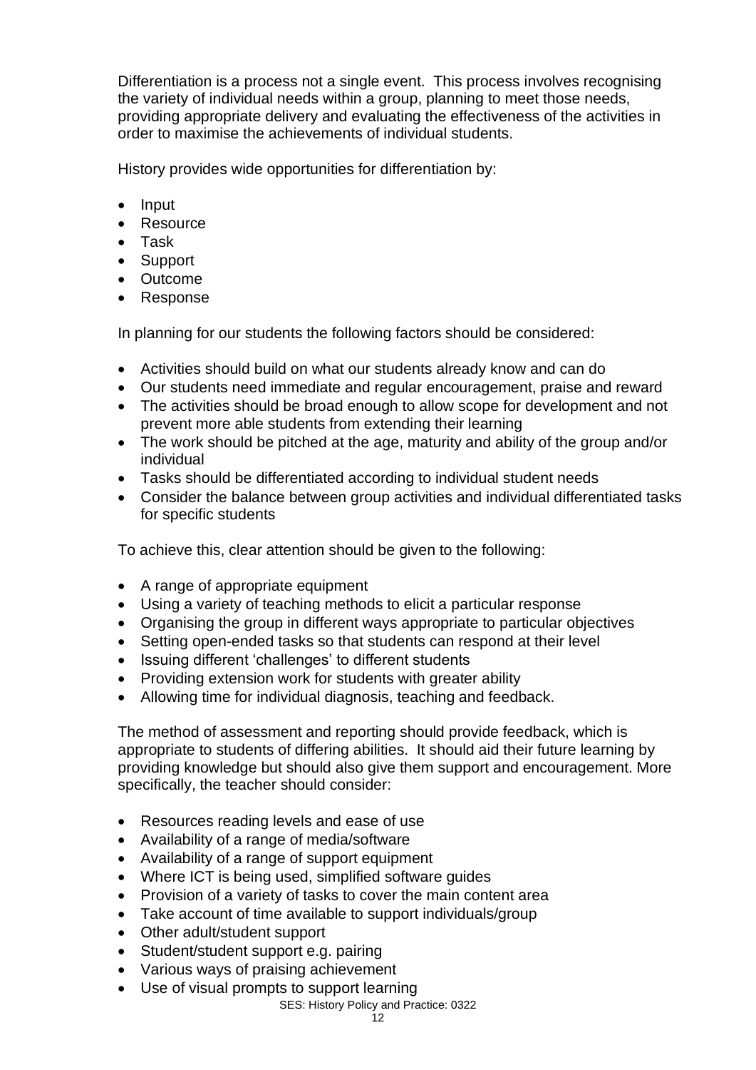Differentiation is a process not a single event. This process involves recognising the variety of individual needs within a group, planning to meet those needs, providing appropriate delivery and evaluating the effectiveness of the activities in order to maximise the achievements of individual students.

History provides wide opportunities for differentiation by:

- Input
- Resource
- Task
- Support
- Outcome
- Response

In planning for our students the following factors should be considered:

- Activities should build on what our students already know and can do
- Our students need immediate and regular encouragement, praise and reward
- The activities should be broad enough to allow scope for development and not prevent more able students from extending their learning
- The work should be pitched at the age, maturity and ability of the group and/or individual
- Tasks should be differentiated according to individual student needs
- Consider the balance between group activities and individual differentiated tasks for specific students

To achieve this, clear attention should be given to the following:

- A range of appropriate equipment
- Using a variety of teaching methods to elicit a particular response
- Organising the group in different ways appropriate to particular objectives
- Setting open-ended tasks so that students can respond at their level
- Issuing different 'challenges' to different students
- Providing extension work for students with greater ability
- Allowing time for individual diagnosis, teaching and feedback.

The method of assessment and reporting should provide feedback, which is appropriate to students of differing abilities. It should aid their future learning by providing knowledge but should also give them support and encouragement. More specifically, the teacher should consider:

- Resources reading levels and ease of use
- Availability of a range of media/software
- Availability of a range of support equipment
- Where ICT is being used, simplified software guides
- Provision of a variety of tasks to cover the main content area
- Take account of time available to support individuals/group
- Other adult/student support
- Student/student support e.g. pairing
- Various ways of praising achievement
- Use of visual prompts to support learning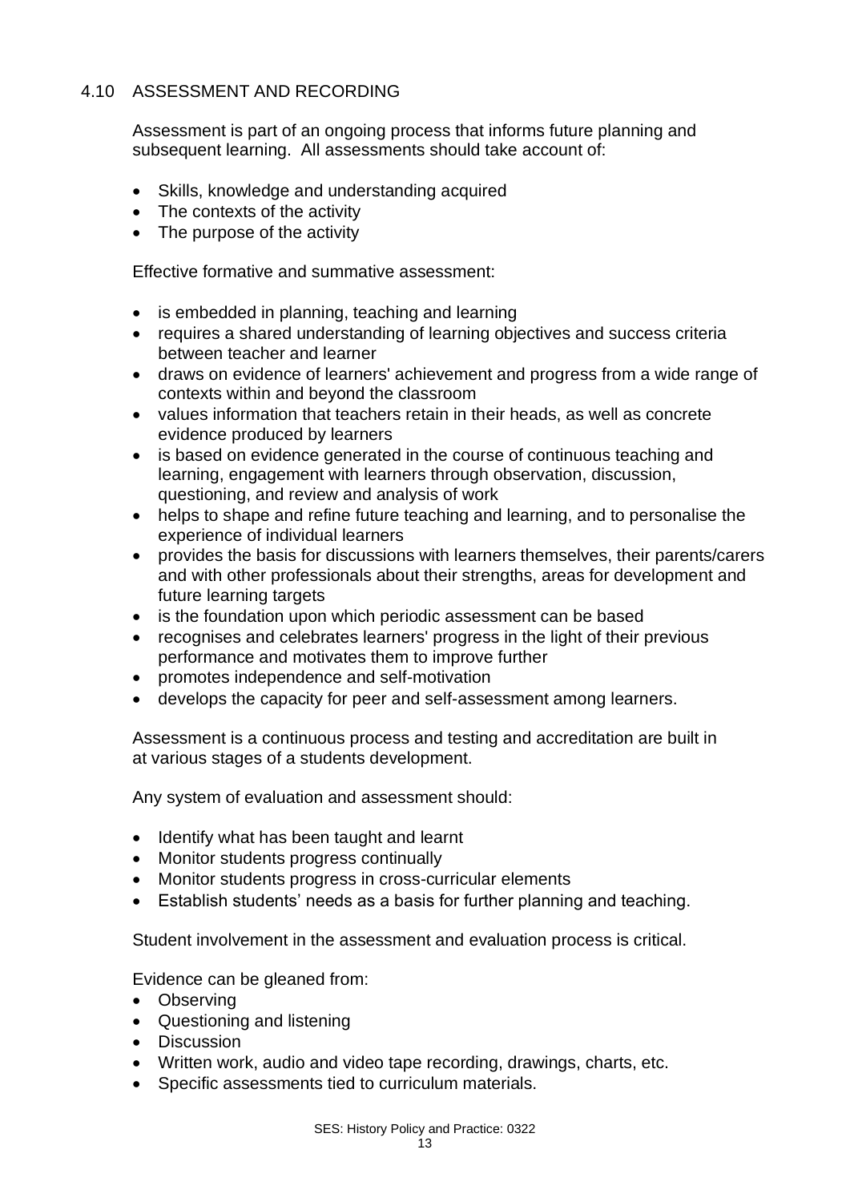## 4.10 ASSESSMENT AND RECORDING

Assessment is part of an ongoing process that informs future planning and subsequent learning. All assessments should take account of:

- Skills, knowledge and understanding acquired
- The contexts of the activity
- The purpose of the activity

Effective formative and summative assessment:

- is embedded in planning, teaching and learning
- requires a shared understanding of learning objectives and success criteria between teacher and learner
- draws on evidence of learners' achievement and progress from a wide range of contexts within and beyond the classroom
- values information that teachers retain in their heads, as well as concrete evidence produced by learners
- is based on evidence generated in the course of continuous teaching and learning, engagement with learners through observation, discussion, questioning, and review and analysis of work
- helps to shape and refine future teaching and learning, and to personalise the experience of individual learners
- provides the basis for discussions with learners themselves, their parents/carers and with other professionals about their strengths, areas for development and future learning targets
- is the foundation upon which periodic assessment can be based
- recognises and celebrates learners' progress in the light of their previous performance and motivates them to improve further
- promotes independence and self-motivation
- develops the capacity for peer and self-assessment among learners.

Assessment is a continuous process and testing and accreditation are built in at various stages of a students development.

Any system of evaluation and assessment should:

- Identify what has been taught and learnt
- Monitor students progress continually
- Monitor students progress in cross-curricular elements
- Establish students' needs as a basis for further planning and teaching.

Student involvement in the assessment and evaluation process is critical.

Evidence can be gleaned from:

- Observing
- Questioning and listening
- Discussion
- Written work, audio and video tape recording, drawings, charts, etc.
- Specific assessments tied to curriculum materials.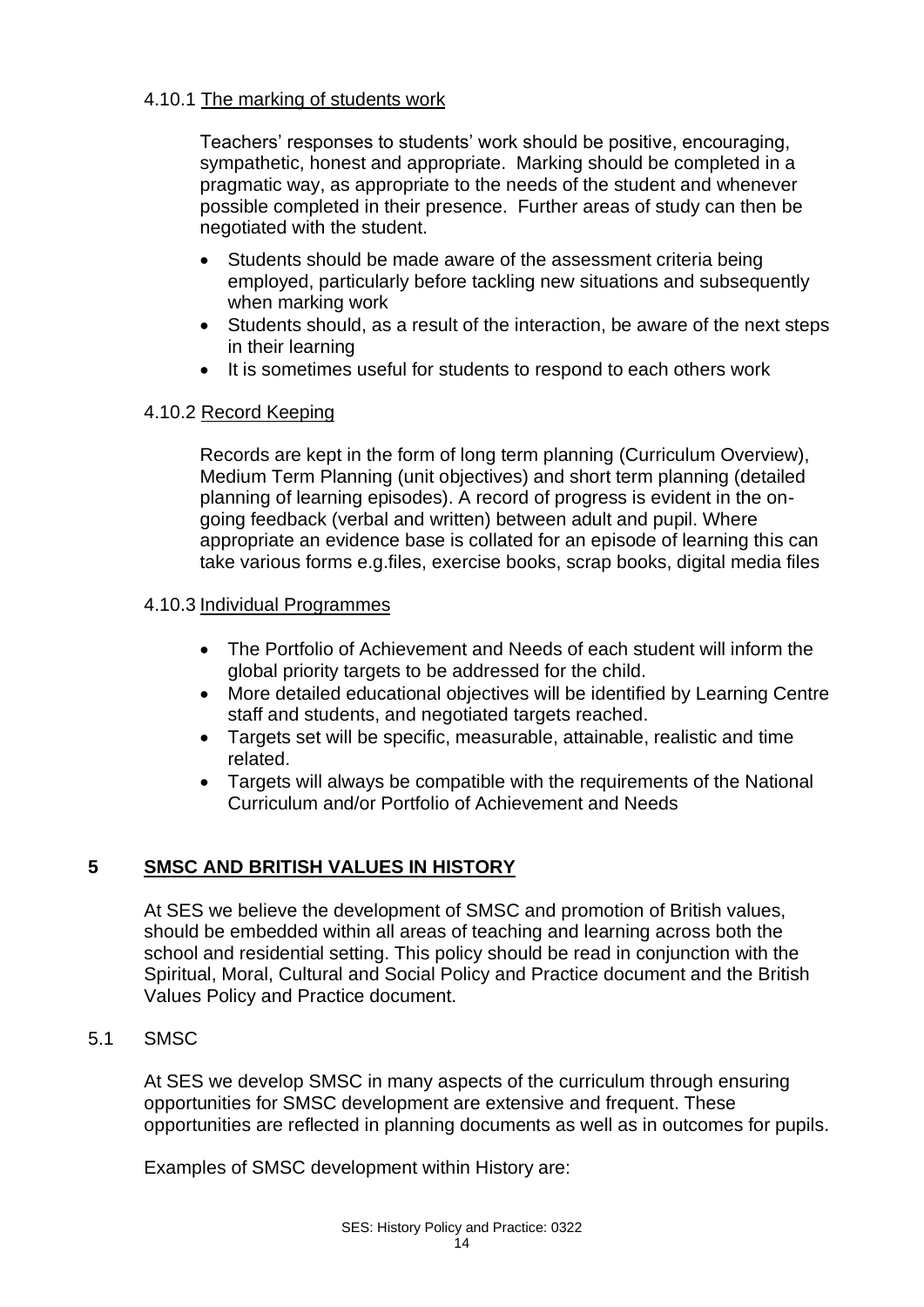#### 4.10.1 The marking of students work

Teachers' responses to students' work should be positive, encouraging, sympathetic, honest and appropriate. Marking should be completed in a pragmatic way, as appropriate to the needs of the student and whenever possible completed in their presence. Further areas of study can then be negotiated with the student.

- Students should be made aware of the assessment criteria being employed, particularly before tackling new situations and subsequently when marking work
- Students should, as a result of the interaction, be aware of the next steps in their learning
- It is sometimes useful for students to respond to each others work

#### 4.10.2 Record Keeping

Records are kept in the form of long term planning (Curriculum Overview), Medium Term Planning (unit objectives) and short term planning (detailed planning of learning episodes). A record of progress is evident in the on-going feedback (verbal and written) between adult and pupil. Where appropriate an evidence base is collated for an episode of learning this can take various forms e.g.files, exercise books, scrap books, digital media files

#### 4.10.3 Individual Programmes

- The Portfolio of Achievement and Needs of each student will inform the global priority targets to be addressed for the child.
- More detailed educational objectives will be identified by Learning Centre staff and students, and negotiated targets reached.
- Targets set will be specific, measurable, attainable, realistic and time related.
- Targets will always be compatible with the requirements of the National Curriculum and/or Portfolio of Achievement and Needs

## 5 SMSC AND BRITISH VALUES IN HISTORY

At SES we believe the development of SMSC and promotion of British values, should be embedded within all areas of teaching and learning across both the school and residential setting. This policy should be read in conjunction with the Spiritual, Moral, Cultural and Social Policy and Practice document and the British Values Policy and Practice document.

### 5.1 SMSC

At SES we develop SMSC in many aspects of the curriculum through ensuring opportunities for SMSC development are extensive and frequent. These opportunities are reflected in planning documents as well as in outcomes for pupils.

Examples of SMSC development within History are: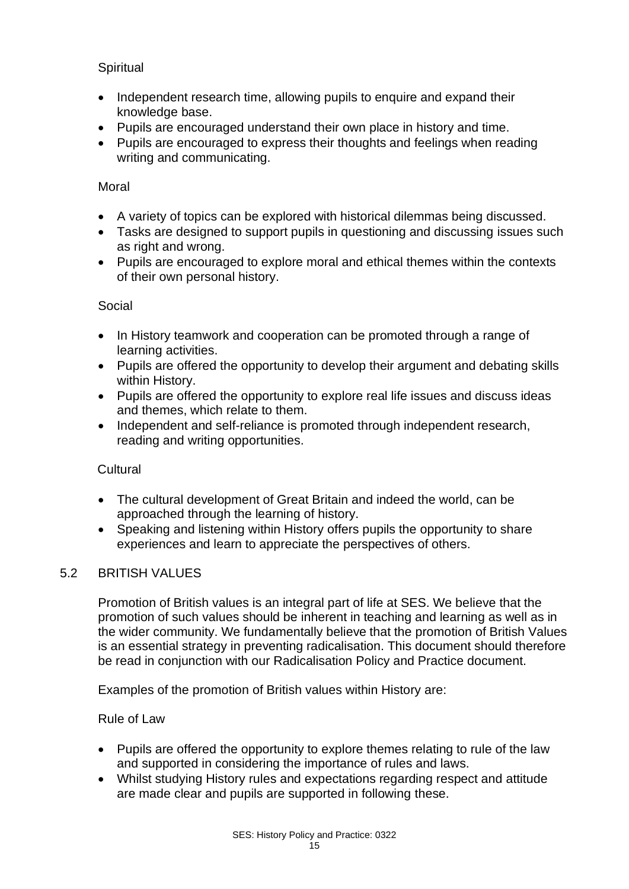Spiritual

- Independent research time, allowing pupils to enquire and expand their knowledge base.
- Pupils are encouraged understand their own place in history and time.
- Pupils are encouraged to express their thoughts and feelings when reading writing and communicating.

Moral

- A variety of topics can be explored with historical dilemmas being discussed.
- Tasks are designed to support pupils in questioning and discussing issues such as right and wrong.
- Pupils are encouraged to explore moral and ethical themes within the contexts of their own personal history.

Social

- In History teamwork and cooperation can be promoted through a range of learning activities.
- Pupils are offered the opportunity to develop their argument and debating skills within History.
- Pupils are offered the opportunity to explore real life issues and discuss ideas and themes, which relate to them.
- Independent and self-reliance is promoted through independent research, reading and writing opportunities.

Cultural

- The cultural development of Great Britain and indeed the world, can be approached through the learning of history.
- Speaking and listening within History offers pupils the opportunity to share experiences and learn to appreciate the perspectives of others.

## 5.2 BRITISH VALUES

Promotion of British values is an integral part of life at SES. We believe that the promotion of such values should be inherent in teaching and learning as well as in the wider community. We fundamentally believe that the promotion of British Values is an essential strategy in preventing radicalisation. This document should therefore be read in conjunction with our Radicalisation Policy and Practice document.

Examples of the promotion of British values within History are:

Rule of Law

- Pupils are offered the opportunity to explore themes relating to rule of the law and supported in considering the importance of rules and laws.
- Whilst studying History rules and expectations regarding respect and attitude are made clear and pupils are supported in following these.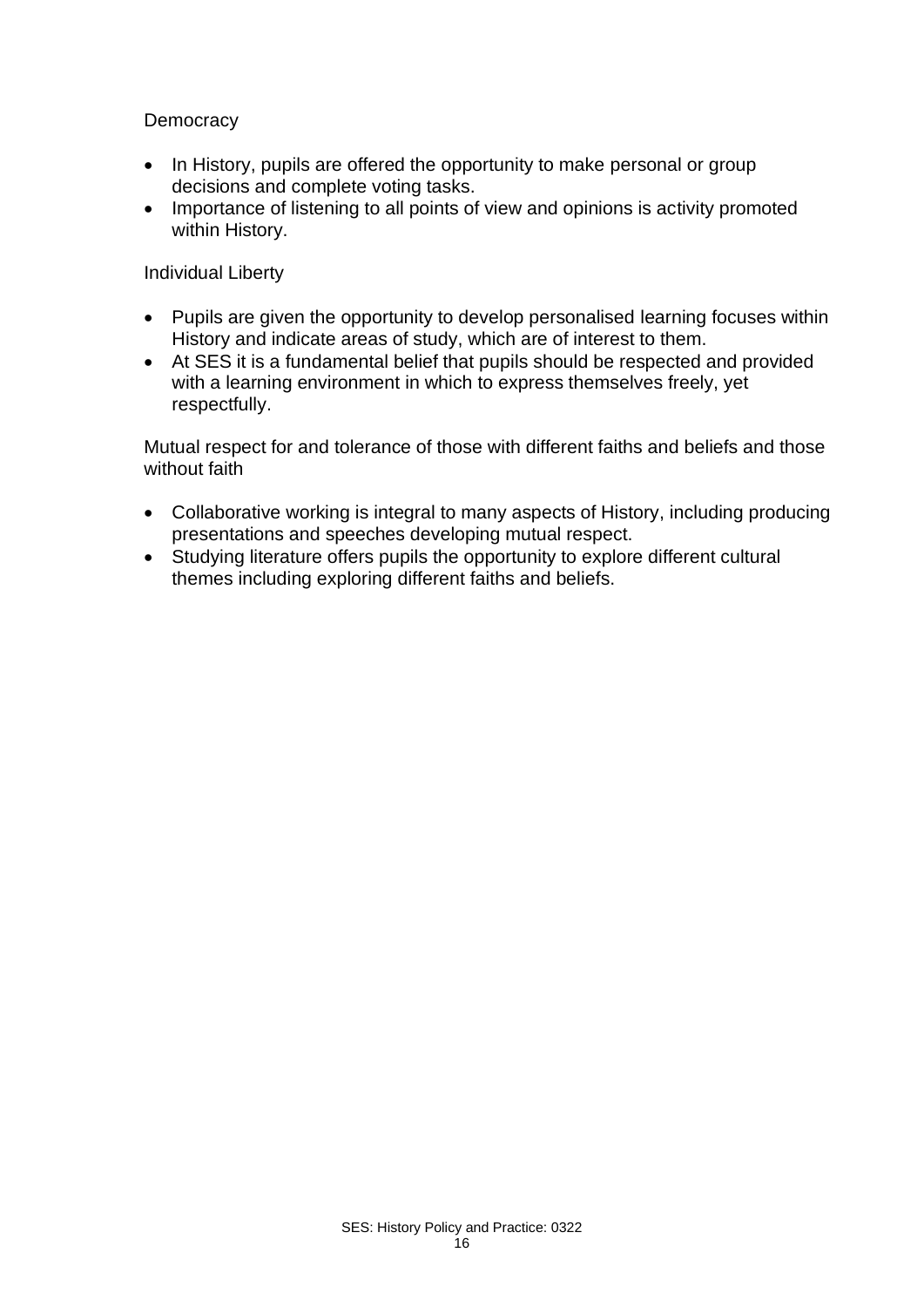Democracy

- In History, pupils are offered the opportunity to make personal or group decisions and complete voting tasks.
- Importance of listening to all points of view and opinions is activity promoted within History.

Individual Liberty

- Pupils are given the opportunity to develop personalised learning focuses within History and indicate areas of study, which are of interest to them.
- At SES it is a fundamental belief that pupils should be respected and provided with a learning environment in which to express themselves freely, yet respectfully.

Mutual respect for and tolerance of those with different faiths and beliefs and those without faith

- Collaborative working is integral to many aspects of History, including producing presentations and speeches developing mutual respect.
- Studying literature offers pupils the opportunity to explore different cultural themes including exploring different faiths and beliefs.